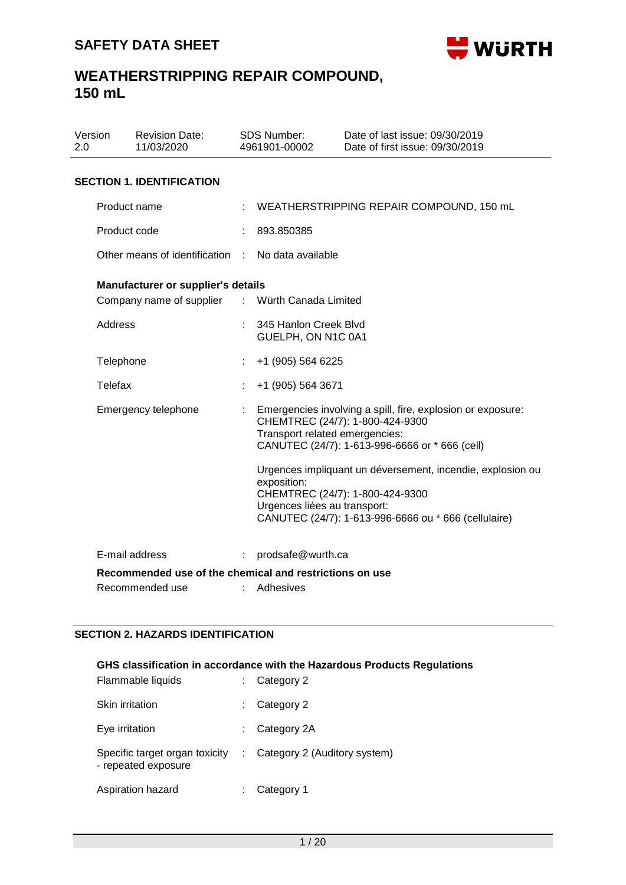# SAFETY DATA SHEET

# WEATHERSTRIPPING REPAIR COMPOUND, 150 mL

| Version | Revision Date: | SDS Number: | Date of last issue: 09/30/2019 |
|---|---|---|---|
| 2.0 | 11/03/2020 | 4961901-00002 | Date of first issue: 09/30/2019 |

## SECTION 1. IDENTIFICATION

Product name : WEATHERSTRIPPING REPAIR COMPOUND, 150 mL

Product code : 893.850385

Other means of identification : No data available

**Manufacturer or supplier's details**

Company name of supplier : Würth Canada Limited

Address : 345 Hanlon Creek Blvd
GUELPH, ON N1C 0A1

Telephone : +1 (905) 564 6225

Telefax : +1 (905) 564 3671

Emergency telephone : Emergencies involving a spill, fire, explosion or exposure:
CHEMTREC (24/7): 1-800-424-9300
Transport related emergencies:
CANUTEC (24/7): 1-613-996-6666 or * 666 (cell)

Urgences impliquant un déversement, incendie, explosion ou exposition:
CHEMTREC (24/7): 1-800-424-9300
Urgences liées au transport:
CANUTEC (24/7): 1-613-996-6666 ou * 666 (cellulaire)

E-mail address : prodsafe@wurth.ca

**Recommended use of the chemical and restrictions on use**

Recommended use : Adhesives

## SECTION 2. HAZARDS IDENTIFICATION

**GHS classification in accordance with the Hazardous Products Regulations**

Flammable liquids : Category 2

Skin irritation : Category 2

Eye irritation : Category 2A

Specific target organ toxicity - repeated exposure : Category 2 (Auditory system)

Aspiration hazard : Category 1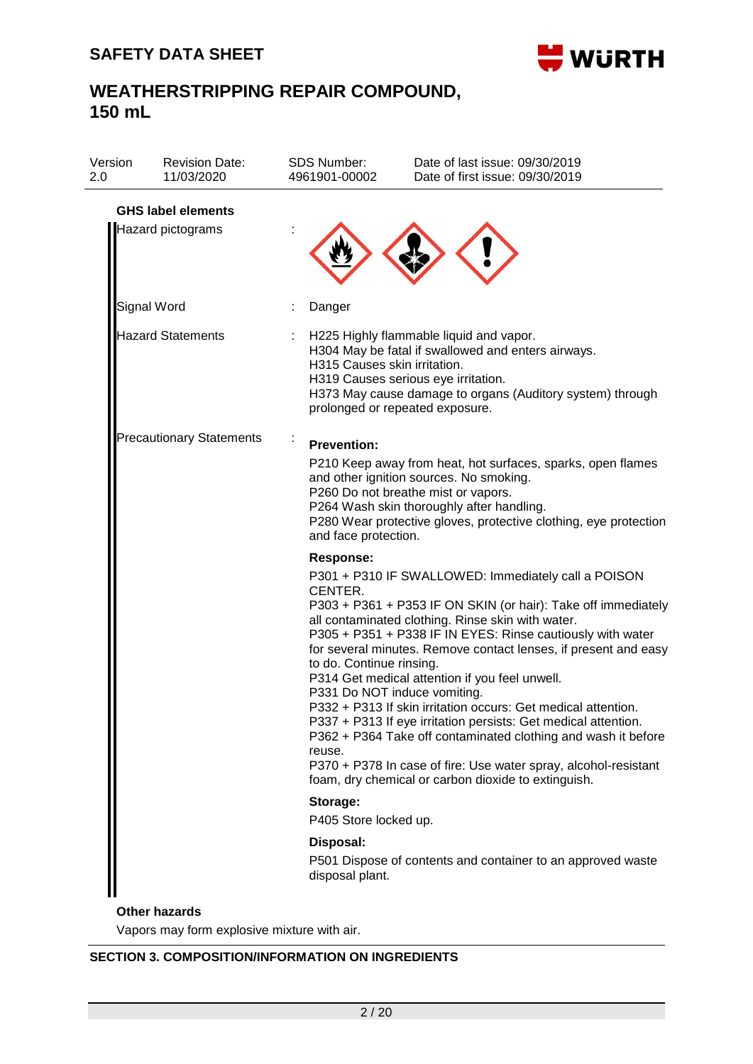**GHS label elements**

| | | |
|---|---|---|
| Hazard pictograms | : | |
| Signal Word | : | Danger |
| Hazard Statements | : | H225 Highly flammable liquid and vapor.<br>H304 May be fatal if swallowed and enters airways.<br>H315 Causes skin irritation.<br>H319 Causes serious eye irritation.<br>H373 May cause damage to organs (Auditory system) through prolonged or repeated exposure. |
| Precautionary Statements | : | **Prevention:**<br>P210 Keep away from heat, hot surfaces, sparks, open flames and other ignition sources. No smoking.<br>P260 Do not breathe mist or vapors.<br>P264 Wash skin thoroughly after handling.<br>P280 Wear protective gloves, protective clothing, eye protection and face protection.<br>**Response:**<br>P301 + P310 IF SWALLOWED: Immediately call a POISON CENTER.<br>P303 + P361 + P353 IF ON SKIN (or hair): Take off immediately all contaminated clothing. Rinse skin with water.<br>P305 + P351 + P338 IF IN EYES: Rinse cautiously with water for several minutes. Remove contact lenses, if present and easy to do. Continue rinsing.<br>P314 Get medical attention if you feel unwell.<br>P331 Do NOT induce vomiting.<br>P332 + P313 If skin irritation occurs: Get medical attention.<br>P337 + P313 If eye irritation persists: Get medical attention.<br>P362 + P364 Take off contaminated clothing and wash it before reuse.<br>P370 + P378 In case of fire: Use water spray, alcohol-resistant foam, dry chemical or carbon dioxide to extinguish.<br>**Storage:**<br>P405 Store locked up.<br>**Disposal:**<br>P501 Dispose of contents and container to an approved waste disposal plant. |

**Other hazards**

Vapors may form explosive mixture with air.

## SECTION 3. COMPOSITION/INFORMATION ON INGREDIENTS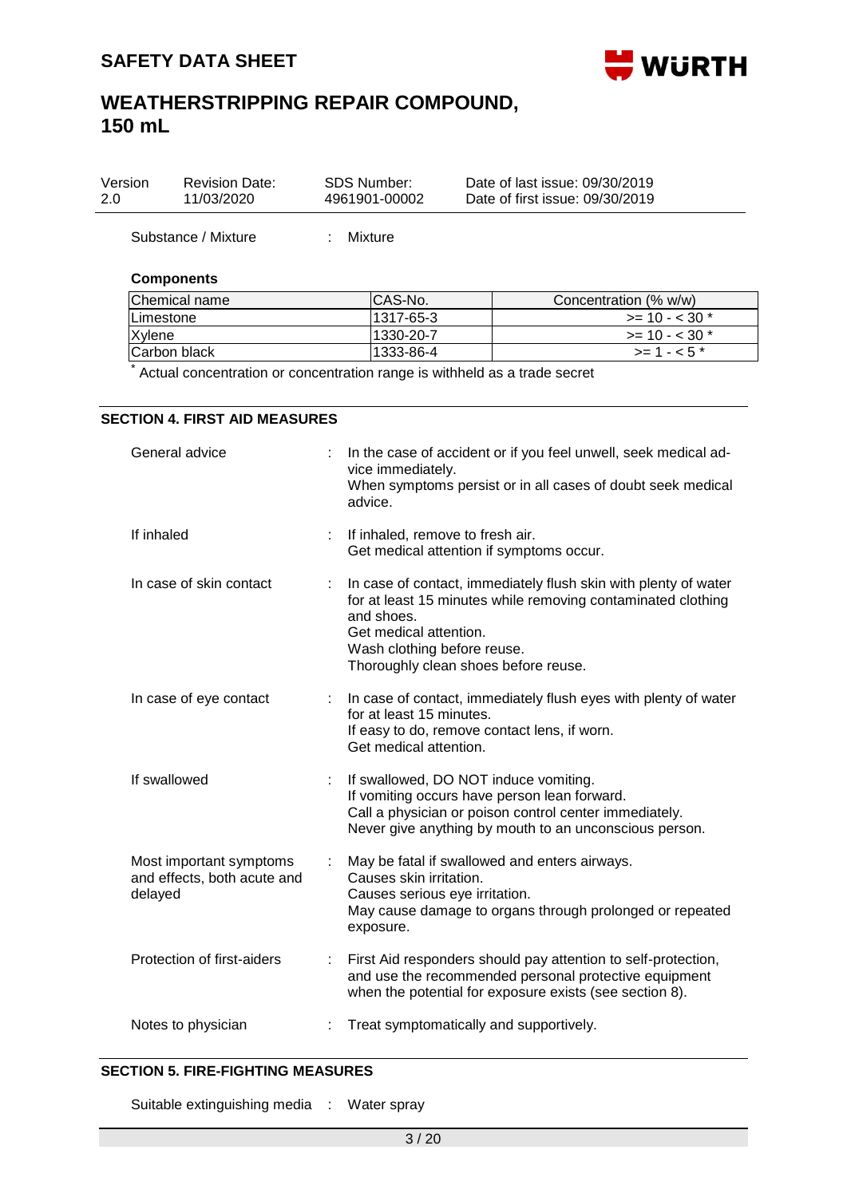Substance / Mixture : Mixture

**Components**

| Chemical name | CAS-No. | Concentration (% w/w) |
|---|---|---|
| Limestone | 1317-65-3 | >= 10 - < 30 * |
| Xylene | 1330-20-7 | >= 10 - < 30 * |
| Carbon black | 1333-86-4 | >= 1 - < 5 * |

* Actual concentration or concentration range is withheld as a trade secret

## SECTION 4. FIRST AID MEASURES

General advice : In the case of accident or if you feel unwell, seek medical advice immediately.
When symptoms persist or in all cases of doubt seek medical advice.

If inhaled : If inhaled, remove to fresh air.
Get medical attention if symptoms occur.

In case of skin contact : In case of contact, immediately flush skin with plenty of water for at least 15 minutes while removing contaminated clothing and shoes.
Get medical attention.
Wash clothing before reuse.
Thoroughly clean shoes before reuse.

In case of eye contact : In case of contact, immediately flush eyes with plenty of water for at least 15 minutes.
If easy to do, remove contact lens, if worn.
Get medical attention.

If swallowed : If swallowed, DO NOT induce vomiting.
If vomiting occurs have person lean forward.
Call a physician or poison control center immediately.
Never give anything by mouth to an unconscious person.

Most important symptoms and effects, both acute and delayed : May be fatal if swallowed and enters airways.
Causes skin irritation.
Causes serious eye irritation.
May cause damage to organs through prolonged or repeated exposure.

Protection of first-aiders : First Aid responders should pay attention to self-protection, and use the recommended personal protective equipment when the potential for exposure exists (see section 8).

Notes to physician : Treat symptomatically and supportively.

## SECTION 5. FIRE-FIGHTING MEASURES

Suitable extinguishing media : Water spray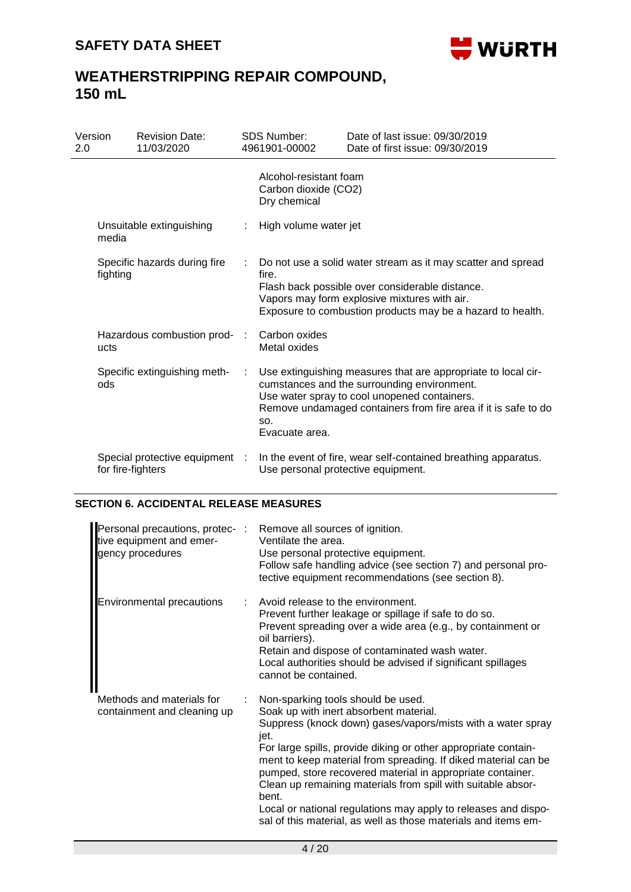| | | |
|---|---|---|
| | | Alcohol-resistant foam<br>Carbon dioxide ($CO_2$)<br>Dry chemical |
| Unsuitable extinguishing media | : | High volume water jet |
| Specific hazards during fire fighting | : | Do not use a solid water stream as it may scatter and spread fire.<br>Flash back possible over considerable distance.<br>Vapors may form explosive mixtures with air.<br>Exposure to combustion products may be a hazard to health. |
| Hazardous combustion products | : | Carbon oxides<br>Metal oxides |
| Specific extinguishing methods | : | Use extinguishing measures that are appropriate to local circumstances and the surrounding environment.<br>Use water spray to cool unopened containers.<br>Remove undamaged containers from fire area if it is safe to do so.<br>Evacuate area. |
| Special protective equipment for fire-fighters | : | In the event of fire, wear self-contained breathing apparatus.<br>Use personal protective equipment. |

## SECTION 6. ACCIDENTAL RELEASE MEASURES

| | | |
|---|---|---|
| Personal precautions, protective equipment and emergency procedures | : | Remove all sources of ignition.<br>Ventilate the area.<br>Use personal protective equipment.<br>Follow safe handling advice (see section 7) and personal protective equipment recommendations (see section 8). |
| Environmental precautions | : | Avoid release to the environment.<br>Prevent further leakage or spillage if safe to do so.<br>Prevent spreading over a wide area (e.g., by containment or oil barriers).<br>Retain and dispose of contaminated wash water.<br>Local authorities should be advised if significant spillages cannot be contained. |
| Methods and materials for containment and cleaning up | : | Non-sparking tools should be used.<br>Soak up with inert absorbent material.<br>Suppress (knock down) gases/vapors/mists with a water spray jet.<br>For large spills, provide diking or other appropriate containment to keep material from spreading. If diked material can be pumped, store recovered material in appropriate container.<br>Clean up remaining materials from spill with suitable absorbent.<br>Local or national regulations may apply to releases and disposal of this material, as well as those materials and items em- |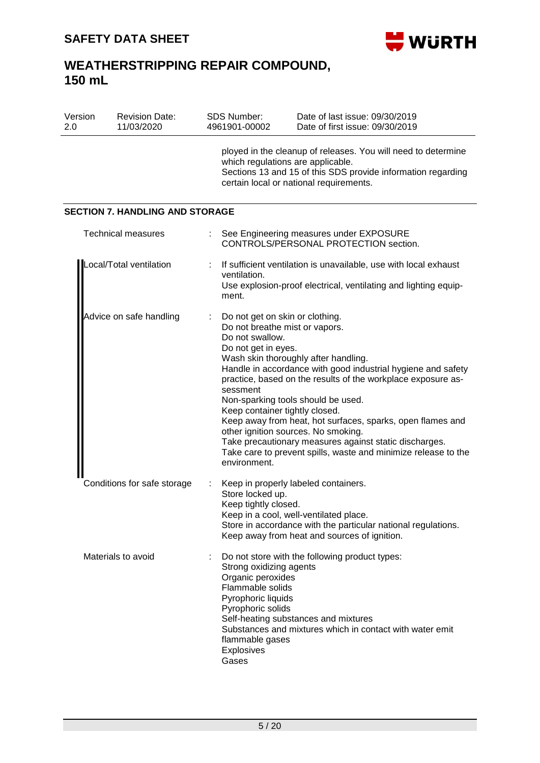ployed in the cleanup of releases. You will need to determine which regulations are applicable.
Sections 13 and 15 of this SDS provide information regarding certain local or national requirements.

## SECTION 7. HANDLING AND STORAGE

| | | |
|---|---|---|
| Technical measures | : | See Engineering measures under EXPOSURE CONTROLS/PERSONAL PROTECTION section. |
| Local/Total ventilation | : | If sufficient ventilation is unavailable, use with local exhaust ventilation.<br>Use explosion-proof electrical, ventilating and lighting equipment. |
| Advice on safe handling | : | Do not get on skin or clothing.<br>Do not breathe mist or vapors.<br>Do not swallow.<br>Do not get in eyes.<br>Wash skin thoroughly after handling.<br>Handle in accordance with good industrial hygiene and safety practice, based on the results of the workplace exposure assessment<br>Non-sparking tools should be used.<br>Keep container tightly closed.<br>Keep away from heat, hot surfaces, sparks, open flames and other ignition sources. No smoking.<br>Take precautionary measures against static discharges.<br>Take care to prevent spills, waste and minimize release to the environment. |
| Conditions for safe storage | : | Keep in properly labeled containers.<br>Store locked up.<br>Keep tightly closed.<br>Keep in a cool, well-ventilated place.<br>Store in accordance with the particular national regulations.<br>Keep away from heat and sources of ignition. |
| Materials to avoid | : | Do not store with the following product types:<br>Strong oxidizing agents<br>Organic peroxides<br>Flammable solids<br>Pyrophoric liquids<br>Pyrophoric solids<br>Self-heating substances and mixtures<br>Substances and mixtures which in contact with water emit flammable gases<br>Explosives<br>Gases |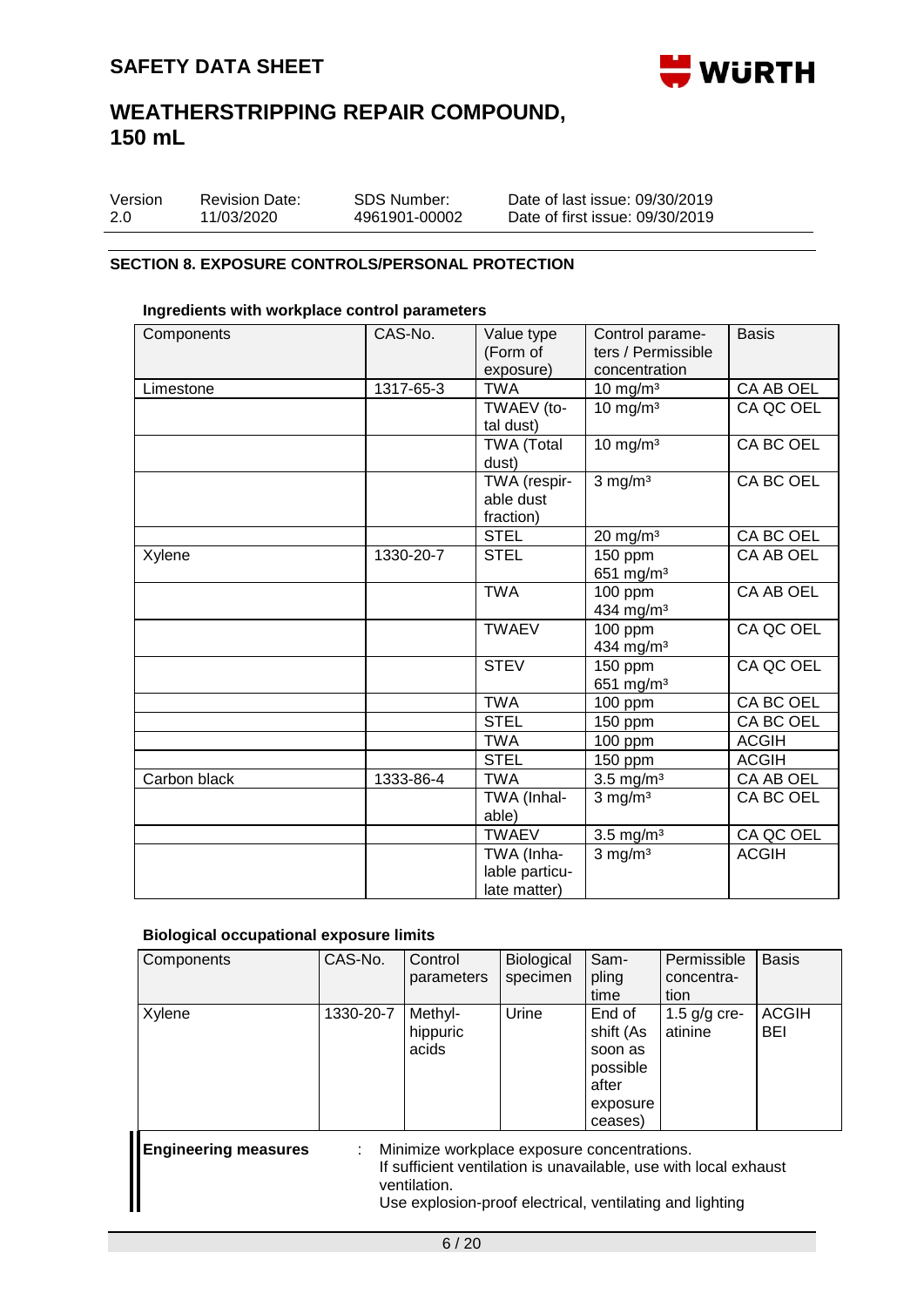## SECTION 8. EXPOSURE CONTROLS/PERSONAL PROTECTION

### Ingredients with workplace control parameters

| Components | CAS-No. | Value type (Form of exposure) | Control parameters / Permissible concentration | Basis |
|---|---|---|---|---|
| Limestone | 1317-65-3 | TWA | 10 mg/m³ | CA AB OEL |
| | | TWAEV (total dust) | 10 mg/m³ | CA QC OEL |
| | | TWA (Total dust) | 10 mg/m³ | CA BC OEL |
| | | TWA (respirable dust fraction) | 3 mg/m³ | CA BC OEL |
| | | STEL | 20 mg/m³ | CA BC OEL |
| Xylene | 1330-20-7 | STEL | 150 ppm<br>651 mg/m³ | CA AB OEL |
| | | TWA | 100 ppm<br>434 mg/m³ | CA AB OEL |
| | | TWAEV | 100 ppm<br>434 mg/m³ | CA QC OEL |
| | | STEV | 150 ppm<br>651 mg/m³ | CA QC OEL |
| | | TWA | 100 ppm | CA BC OEL |
| | | STEL | 150 ppm | CA BC OEL |
| | | TWA | 100 ppm | ACGIH |
| | | STEL | 150 ppm | ACGIH |
| Carbon black | 1333-86-4 | TWA | 3.5 mg/m³ | CA AB OEL |
| | | TWA (Inhalable) | 3 mg/m³ | CA BC OEL |
| | | TWAEV | 3.5 mg/m³ | CA QC OEL |
| | | TWA (Inhalable particulate matter) | 3 mg/m³ | ACGIH |

### Biological occupational exposure limits

| Components | CAS-No. | Control parameters | Biological specimen | Sampling time | Permissible concentration | Basis |
|---|---|---|---|---|---|---|
| Xylene | 1330-20-7 | Methylhippuric acids | Urine | End of shift (As soon as possible after exposure ceases) | 1.5 g/g creatinine | ACGIH BEI |

**Engineering measures** : Minimize workplace exposure concentrations.
If sufficient ventilation is unavailable, use with local exhaust ventilation.
Use explosion-proof electrical, ventilating and lighting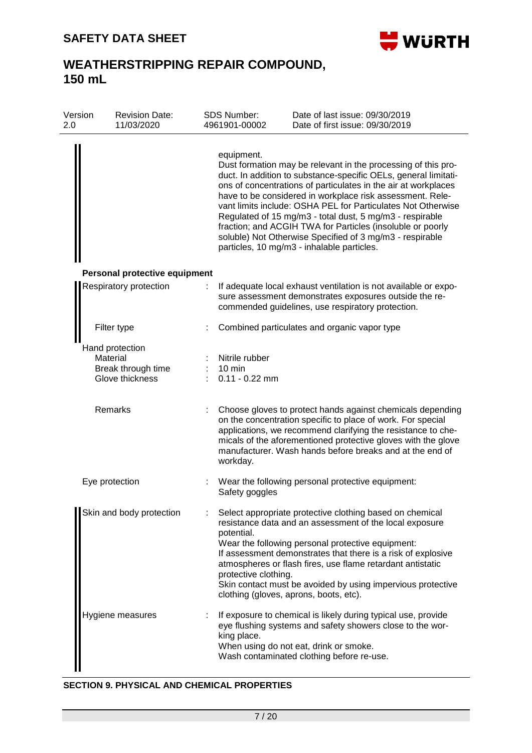equipment.
Dust formation may be relevant in the processing of this product. In addition to substance-specific OELs, general limitations of concentrations of particulates in the air at workplaces have to be considered in workplace risk assessment. Relevant limits include: OSHA PEL for Particulates Not Otherwise Regulated of 15 mg/m3 - total dust, 5 mg/m3 - respirable fraction; and ACGIH TWA for Particles (insoluble or poorly soluble) Not Otherwise Specified of 3 mg/m3 - respirable particles, 10 mg/m3 - inhalable particles.

**Personal protective equipment**

Respiratory protection : If adequate local exhaust ventilation is not available or exposure assessment demonstrates exposures outside the recommended guidelines, use respiratory protection.

Filter type : Combined particulates and organic vapor type

Hand protection

Material : Nitrile rubber

Break through time : 10 min

Glove thickness : 0.11 - 0.22 mm

Remarks : Choose gloves to protect hands against chemicals depending on the concentration specific to place of work. For special applications, we recommend clarifying the resistance to chemicals of the aforementioned protective gloves with the glove manufacturer. Wash hands before breaks and at the end of workday.

Eye protection : Wear the following personal protective equipment:
Safety goggles

Skin and body protection : Select appropriate protective clothing based on chemical resistance data and an assessment of the local exposure potential.
Wear the following personal protective equipment:
If assessment demonstrates that there is a risk of explosive atmospheres or flash fires, use flame retardant antistatic protective clothing.
Skin contact must be avoided by using impervious protective clothing (gloves, aprons, boots, etc).

Hygiene measures : If exposure to chemical is likely during typical use, provide eye flushing systems and safety showers close to the working place.
When using do not eat, drink or smoke.
Wash contaminated clothing before re-use.

**SECTION 9. PHYSICAL AND CHEMICAL PROPERTIES**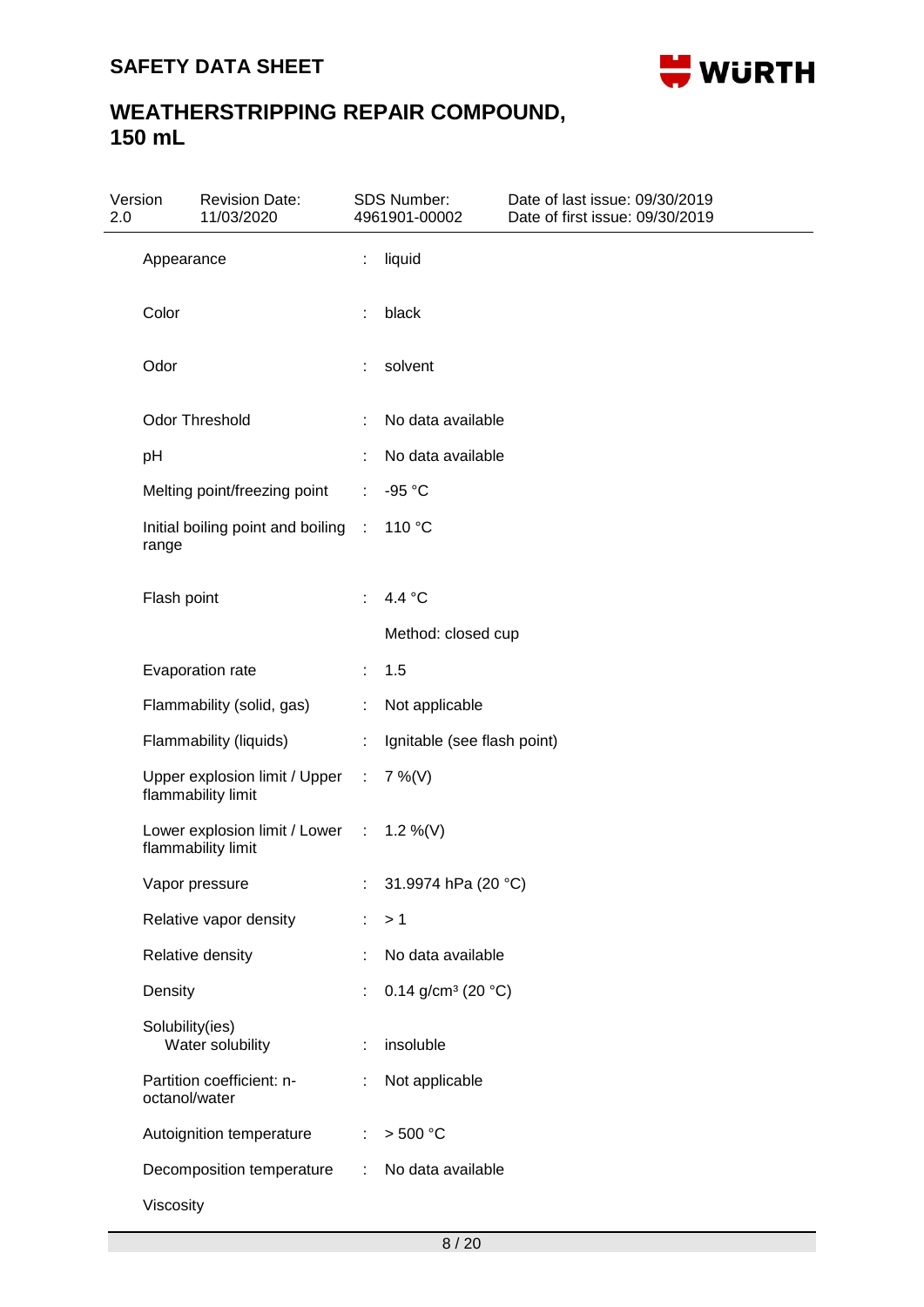| Property | | Value |
|---|---|---|
| Appearance | : | liquid |
| Color | : | black |
| Odor | : | solvent |
| Odor Threshold | : | No data available |
| pH | : | No data available |
| Melting point/freezing point | : | -95 °C |
| Initial boiling point and boiling range | : | 110 °C |
| Flash point | : | 4.4 °C |
| | | Method: closed cup |
| Evaporation rate | : | 1.5 |
| Flammability (solid, gas) | : | Not applicable |
| Flammability (liquids) | : | Ignitable (see flash point) |
| Upper explosion limit / Upper flammability limit | : | 7 %(V) |
| Lower explosion limit / Lower flammability limit | : | 1.2 %(V) |
| Vapor pressure | : | 31.9974 hPa (20 °C) |
| Relative vapor density | : | > 1 |
| Relative density | : | No data available |
| Density | : | 0.14 g/cm³ (20 °C) |
| Solubility(ies) | | |
| Water solubility | : | insoluble |
| Partition coefficient: n-octanol/water | : | Not applicable |
| Autoignition temperature | : | > 500 °C |
| Decomposition temperature | : | No data available |
| Viscosity | | |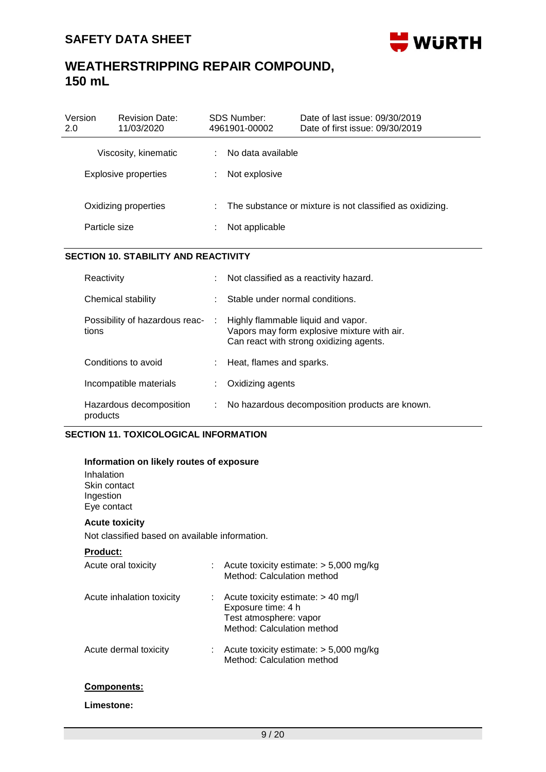| | | |
|---|---|---|
| Viscosity, kinematic | : | No data available |
| Explosive properties | : | Not explosive |
| Oxidizing properties | : | The substance or mixture is not classified as oxidizing. |
| Particle size | : | Not applicable |

## SECTION 10. STABILITY AND REACTIVITY

| | | |
|---|---|---|
| Reactivity | : | Not classified as a reactivity hazard. |
| Chemical stability | : | Stable under normal conditions. |
| Possibility of hazardous reactions | : | Highly flammable liquid and vapor.<br>Vapors may form explosive mixture with air.<br>Can react with strong oxidizing agents. |
| Conditions to avoid | : | Heat, flames and sparks. |
| Incompatible materials | : | Oxidizing agents |
| Hazardous decomposition products | : | No hazardous decomposition products are known. |

## SECTION 11. TOXICOLOGICAL INFORMATION

**Information on likely routes of exposure**

Inhalation
Skin contact
Ingestion
Eye contact

**Acute toxicity**

Not classified based on available information.

**Product:**

| | | |
|---|---|---|
| Acute oral toxicity | : | Acute toxicity estimate: > 5,000 mg/kg<br>Method: Calculation method |
| Acute inhalation toxicity | : | Acute toxicity estimate: > 40 mg/l<br>Exposure time: 4 h<br>Test atmosphere: vapor<br>Method: Calculation method |
| Acute dermal toxicity | : | Acute toxicity estimate: > 5,000 mg/kg<br>Method: Calculation method |

**Components:**

**Limestone:**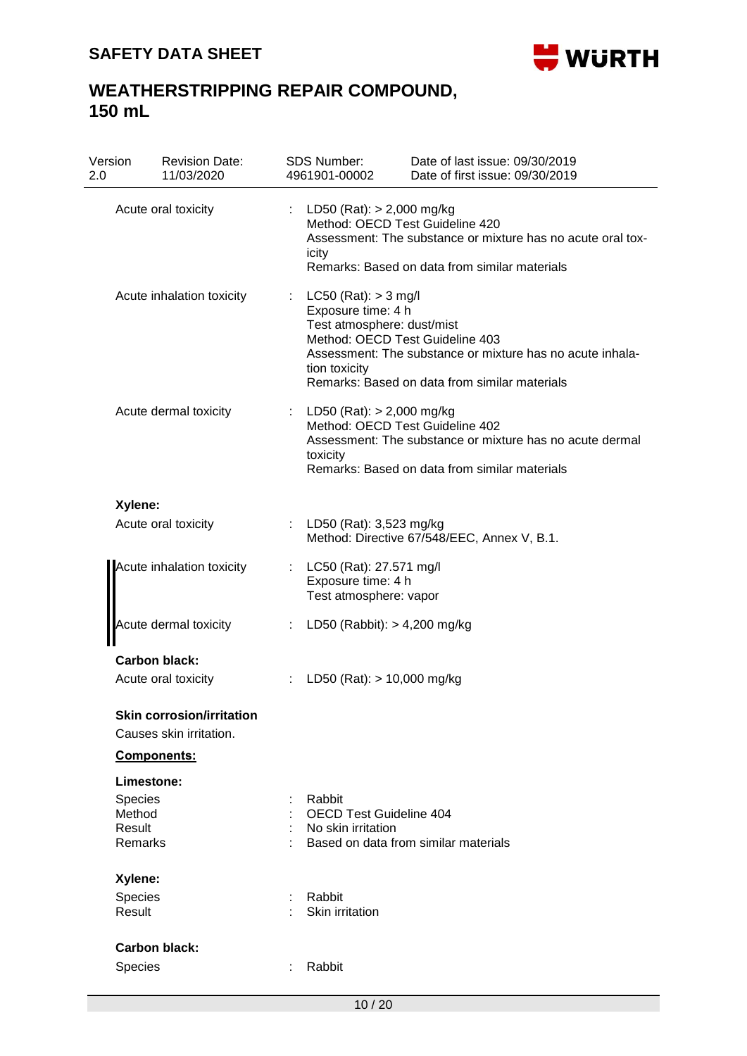| | | |
|---|---|---|
| Acute oral toxicity | : | LD50 (Rat): > 2,000 mg/kg<br>Method: OECD Test Guideline 420<br>Assessment: The substance or mixture has no acute oral toxicity<br>Remarks: Based on data from similar materials |
| Acute inhalation toxicity | : | LC50 (Rat): > 3 mg/l<br>Exposure time: 4 h<br>Test atmosphere: dust/mist<br>Method: OECD Test Guideline 403<br>Assessment: The substance or mixture has no acute inhalation toxicity<br>Remarks: Based on data from similar materials |
| Acute dermal toxicity | : | LD50 (Rat): > 2,000 mg/kg<br>Method: OECD Test Guideline 402<br>Assessment: The substance or mixture has no acute dermal toxicity<br>Remarks: Based on data from similar materials |

**Xylene:**

| | | |
|---|---|---|
| Acute oral toxicity | : | LD50 (Rat): 3,523 mg/kg<br>Method: Directive 67/548/EEC, Annex V, B.1. |
| Acute inhalation toxicity | : | LC50 (Rat): 27.571 mg/l<br>Exposure time: 4 h<br>Test atmosphere: vapor |
| Acute dermal toxicity | : | LD50 (Rabbit): > 4,200 mg/kg |

**Carbon black:**

| | | |
|---|---|---|
| Acute oral toxicity | : | LD50 (Rat): > 10,000 mg/kg |

**Skin corrosion/irritation**

Causes skin irritation.

**Components:**

**Limestone:**

| | | |
|---|---|---|
| Species | : | Rabbit |
| Method | : | OECD Test Guideline 404 |
| Result | : | No skin irritation |
| Remarks | : | Based on data from similar materials |

**Xylene:**

| | | |
|---|---|---|
| Species | : | Rabbit |
| Result | : | Skin irritation |

**Carbon black:**

| | | |
|---|---|---|
| Species | : | Rabbit |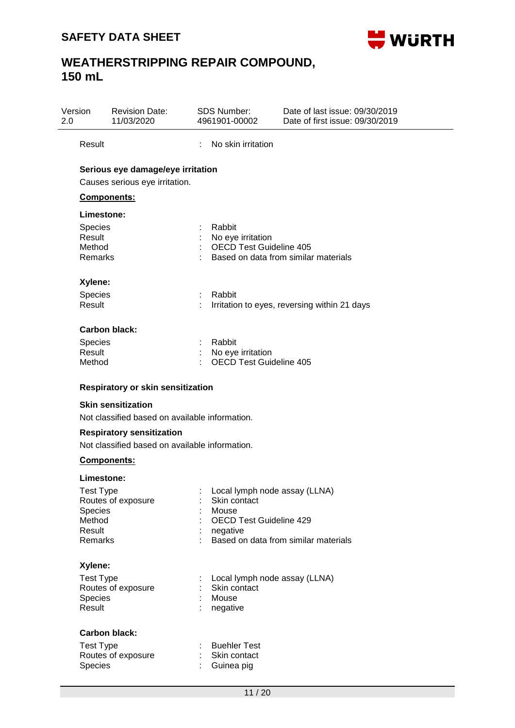Result : No skin irritation

**Serious eye damage/eye irritation**

Causes serious eye irritation.

**Components:**

**Limestone:**

| | | |
|---|---|---|
| Species | : | Rabbit |
| Result | : | No eye irritation |
| Method | : | OECD Test Guideline 405 |
| Remarks | : | Based on data from similar materials |

**Xylene:**

| | | |
|---|---|---|
| Species | : | Rabbit |
| Result | : | Irritation to eyes, reversing within 21 days |

**Carbon black:**

| | | |
|---|---|---|
| Species | : | Rabbit |
| Result | : | No eye irritation |
| Method | : | OECD Test Guideline 405 |

**Respiratory or skin sensitization**

**Skin sensitization**

Not classified based on available information.

**Respiratory sensitization**

Not classified based on available information.

**Components:**

**Limestone:**

| | | |
|---|---|---|
| Test Type | : | Local lymph node assay (LLNA) |
| Routes of exposure | : | Skin contact |
| Species | : | Mouse |
| Method | : | OECD Test Guideline 429 |
| Result | : | negative |
| Remarks | : | Based on data from similar materials |

**Xylene:**

| | | |
|---|---|---|
| Test Type | : | Local lymph node assay (LLNA) |
| Routes of exposure | : | Skin contact |
| Species | : | Mouse |
| Result | : | negative |

**Carbon black:**

| | | |
|---|---|---|
| Test Type | : | Buehler Test |
| Routes of exposure | : | Skin contact |
| Species | : | Guinea pig |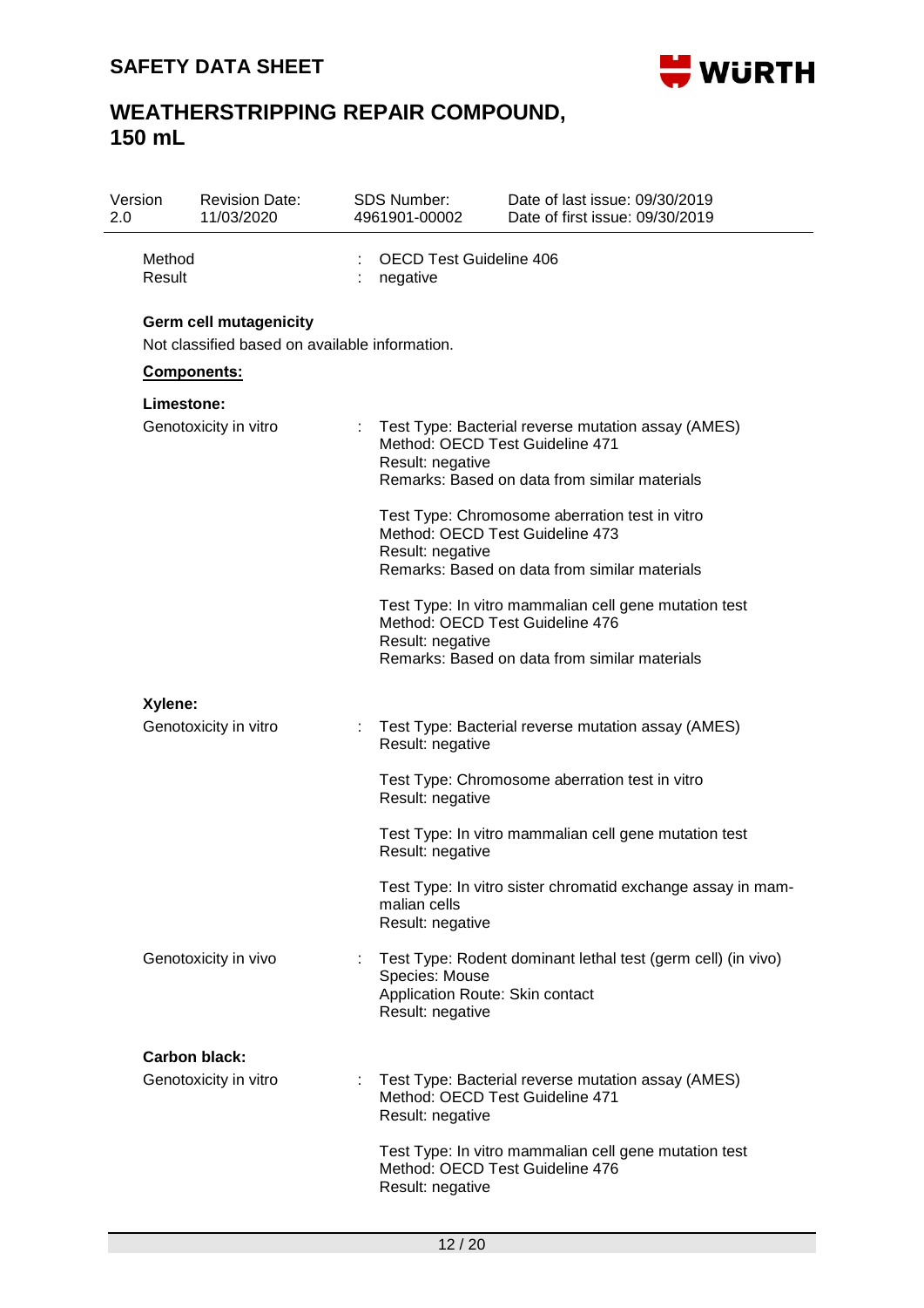Method : OECD Test Guideline 406
Result : negative

**Germ cell mutagenicity**

Not classified based on available information.

**Components:**

**Limestone:**

Genotoxicity in vitro : Test Type: Bacterial reverse mutation assay (AMES)
Method: OECD Test Guideline 471
Result: negative
Remarks: Based on data from similar materials

Test Type: Chromosome aberration test in vitro
Method: OECD Test Guideline 473
Result: negative
Remarks: Based on data from similar materials

Test Type: In vitro mammalian cell gene mutation test
Method: OECD Test Guideline 476
Result: negative
Remarks: Based on data from similar materials

**Xylene:**

Genotoxicity in vitro : Test Type: Bacterial reverse mutation assay (AMES)
Result: negative

Test Type: Chromosome aberration test in vitro
Result: negative

Test Type: In vitro mammalian cell gene mutation test
Result: negative

Test Type: In vitro sister chromatid exchange assay in mammalian cells
Result: negative

Genotoxicity in vivo : Test Type: Rodent dominant lethal test (germ cell) (in vivo)
Species: Mouse
Application Route: Skin contact
Result: negative

**Carbon black:**

Genotoxicity in vitro : Test Type: Bacterial reverse mutation assay (AMES)
Method: OECD Test Guideline 471
Result: negative

Test Type: In vitro mammalian cell gene mutation test
Method: OECD Test Guideline 476
Result: negative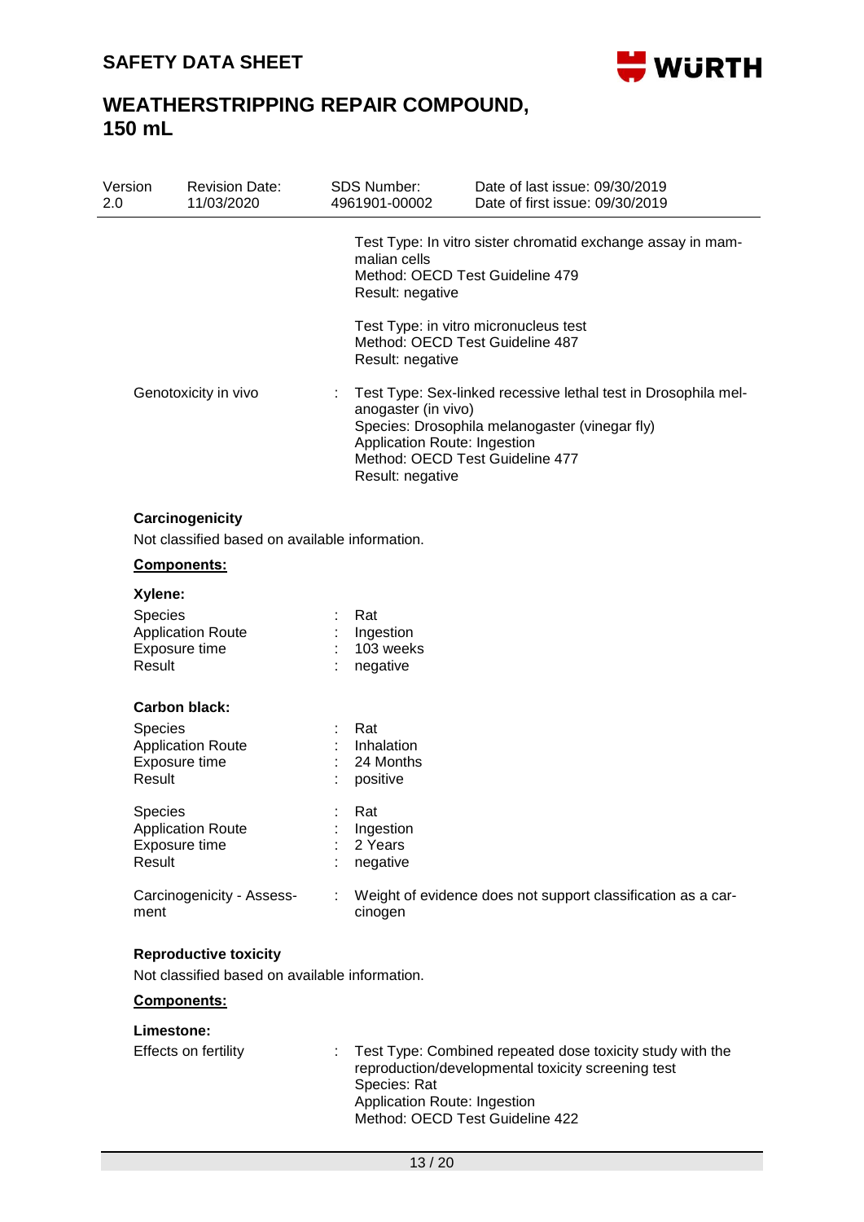Test Type: In vitro sister chromatid exchange assay in mammalian cells
Method: OECD Test Guideline 479
Result: negative

Test Type: in vitro micronucleus test
Method: OECD Test Guideline 487
Result: negative

Genotoxicity in vivo : Test Type: Sex-linked recessive lethal test in Drosophila melanogaster (in vivo)
Species: Drosophila melanogaster (vinegar fly)
Application Route: Ingestion
Method: OECD Test Guideline 477
Result: negative

### Carcinogenicity

Not classified based on available information.

**Components:**

**Xylene:**

| | | |
|---|---|---|
| Species | : | Rat |
| Application Route | : | Ingestion |
| Exposure time | : | 103 weeks |
| Result | : | negative |

**Carbon black:**

| | | |
|---|---|---|
| Species | : | Rat |
| Application Route | : | Inhalation |
| Exposure time | : | 24 Months |
| Result | : | positive |

| | | |
|---|---|---|
| Species | : | Rat |
| Application Route | : | Ingestion |
| Exposure time | : | 2 Years |
| Result | : | negative |

Carcinogenicity - Assessment : Weight of evidence does not support classification as a carcinogen

### Reproductive toxicity

Not classified based on available information.

**Components:**

**Limestone:**

Effects on fertility : Test Type: Combined repeated dose toxicity study with the reproduction/developmental toxicity screening test
Species: Rat
Application Route: Ingestion
Method: OECD Test Guideline 422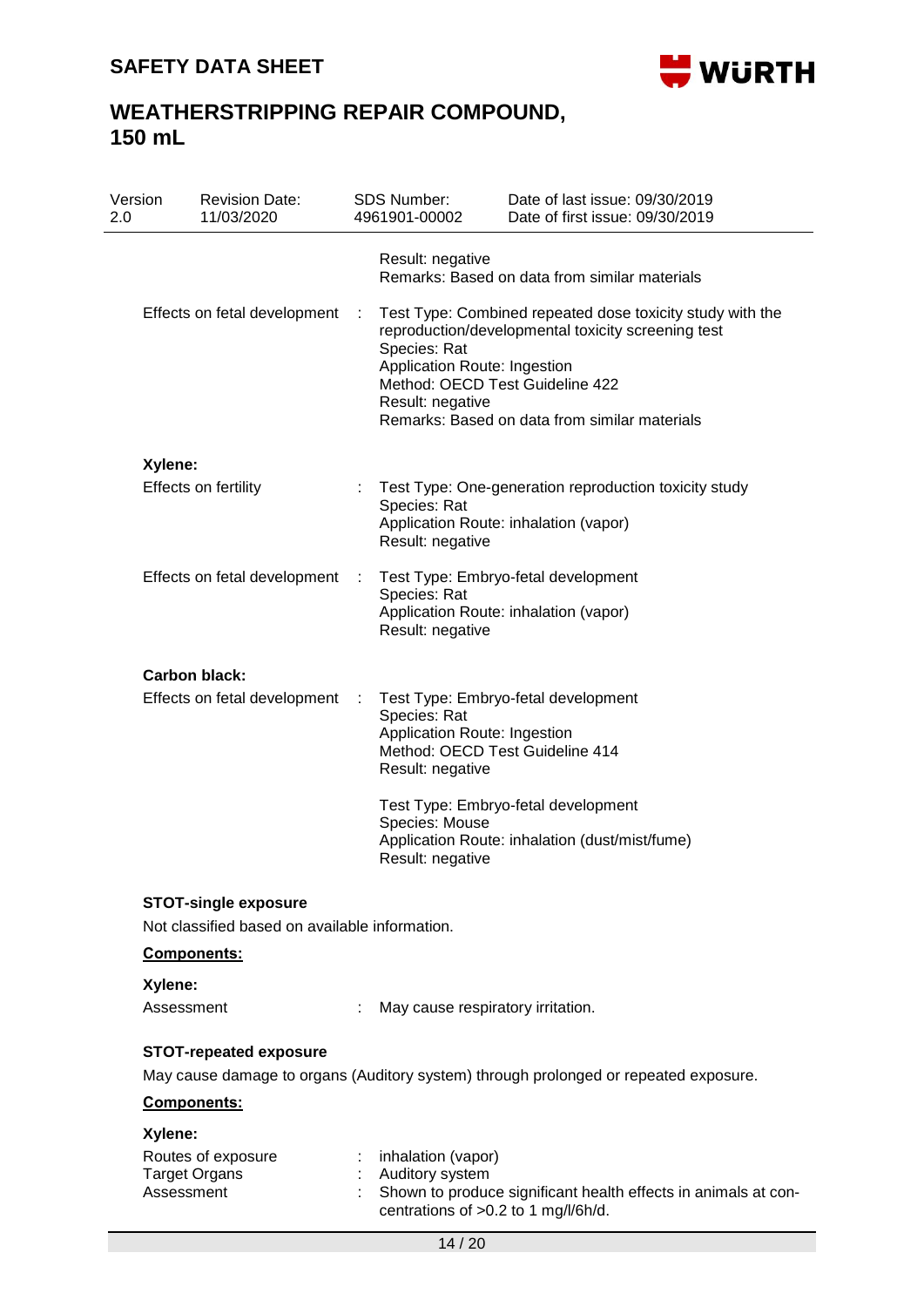Result: negative
Remarks: Based on data from similar materials

Effects on fetal development : Test Type: Combined repeated dose toxicity study with the reproduction/developmental toxicity screening test
Species: Rat
Application Route: Ingestion
Method: OECD Test Guideline 422
Result: negative
Remarks: Based on data from similar materials

**Xylene:**

Effects on fertility : Test Type: One-generation reproduction toxicity study
Species: Rat
Application Route: inhalation (vapor)
Result: negative

Effects on fetal development : Test Type: Embryo-fetal development
Species: Rat
Application Route: inhalation (vapor)
Result: negative

**Carbon black:**

Effects on fetal development : Test Type: Embryo-fetal development
Species: Rat
Application Route: Ingestion
Method: OECD Test Guideline 414
Result: negative

Test Type: Embryo-fetal development
Species: Mouse
Application Route: inhalation (dust/mist/fume)
Result: negative

### STOT-single exposure

Not classified based on available information.

**Components:**

**Xylene:**

Assessment : May cause respiratory irritation.

### STOT-repeated exposure

May cause damage to organs (Auditory system) through prolonged or repeated exposure.

**Components:**

**Xylene:**

Routes of exposure : inhalation (vapor)
Target Organs : Auditory system
Assessment : Shown to produce significant health effects in animals at concentrations of >0.2 to 1 mg/l/6h/d.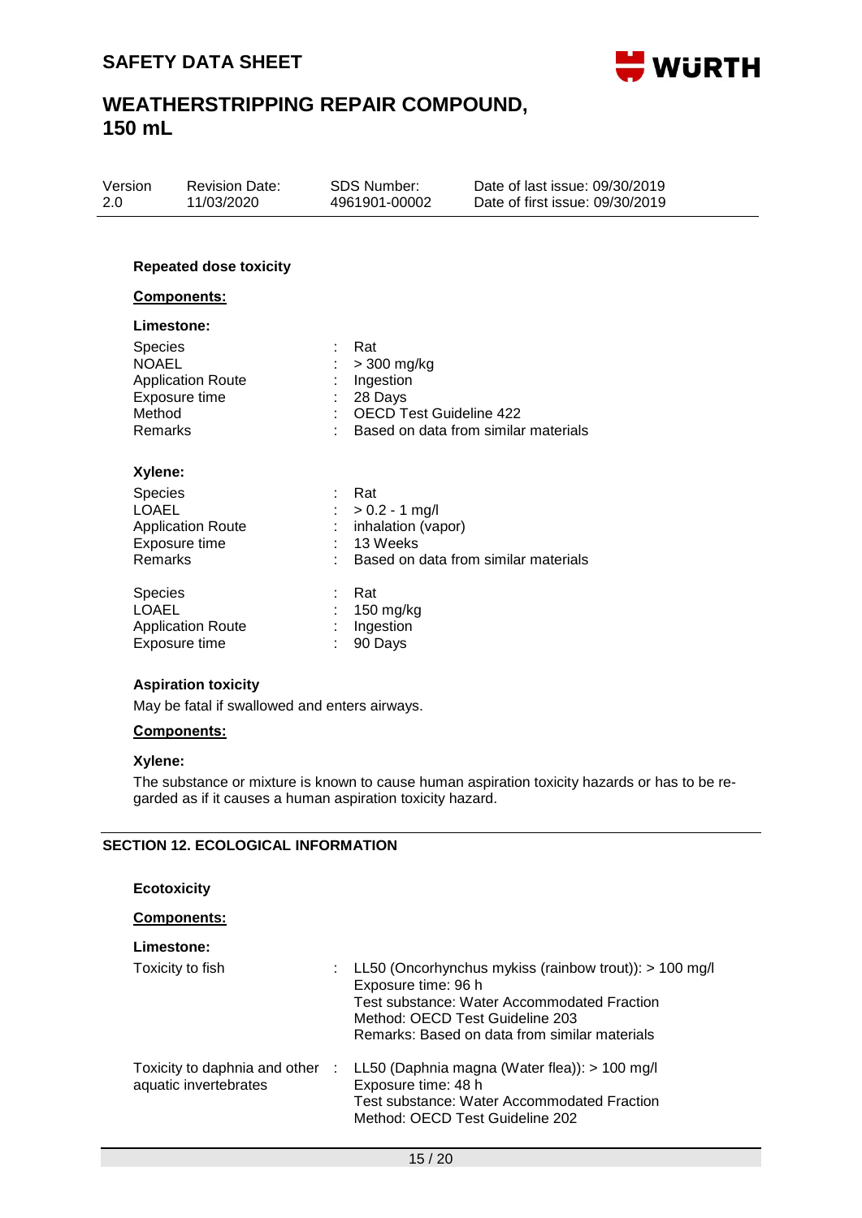#### Repeated dose toxicity

**Components:**

**Limestone:**

| | | |
|---|---|---|
| Species | : | Rat |
| NOAEL | : | > 300 mg/kg |
| Application Route | : | Ingestion |
| Exposure time | : | 28 Days |
| Method | : | OECD Test Guideline 422 |
| Remarks | : | Based on data from similar materials |

**Xylene:**

| | | |
|---|---|---|
| Species | : | Rat |
| LOAEL | : | > 0.2 - 1 mg/l |
| Application Route | : | inhalation (vapor) |
| Exposure time | : | 13 Weeks |
| Remarks | : | Based on data from similar materials |

| | | |
|---|---|---|
| Species | : | Rat |
| LOAEL | : | 150 mg/kg |
| Application Route | : | Ingestion |
| Exposure time | : | 90 Days |

#### Aspiration toxicity

May be fatal if swallowed and enters airways.

**Components:**

**Xylene:**

The substance or mixture is known to cause human aspiration toxicity hazards or has to be regarded as if it causes a human aspiration toxicity hazard.

## SECTION 12. ECOLOGICAL INFORMATION

#### Ecotoxicity

**Components:**

**Limestone:**

Toxicity to fish : LL50 (Oncorhynchus mykiss (rainbow trout)): > 100 mg/l
Exposure time: 96 h
Test substance: Water Accommodated Fraction
Method: OECD Test Guideline 203
Remarks: Based on data from similar materials

Toxicity to daphnia and other aquatic invertebrates : LL50 (Daphnia magna (Water flea)): > 100 mg/l
Exposure time: 48 h
Test substance: Water Accommodated Fraction
Method: OECD Test Guideline 202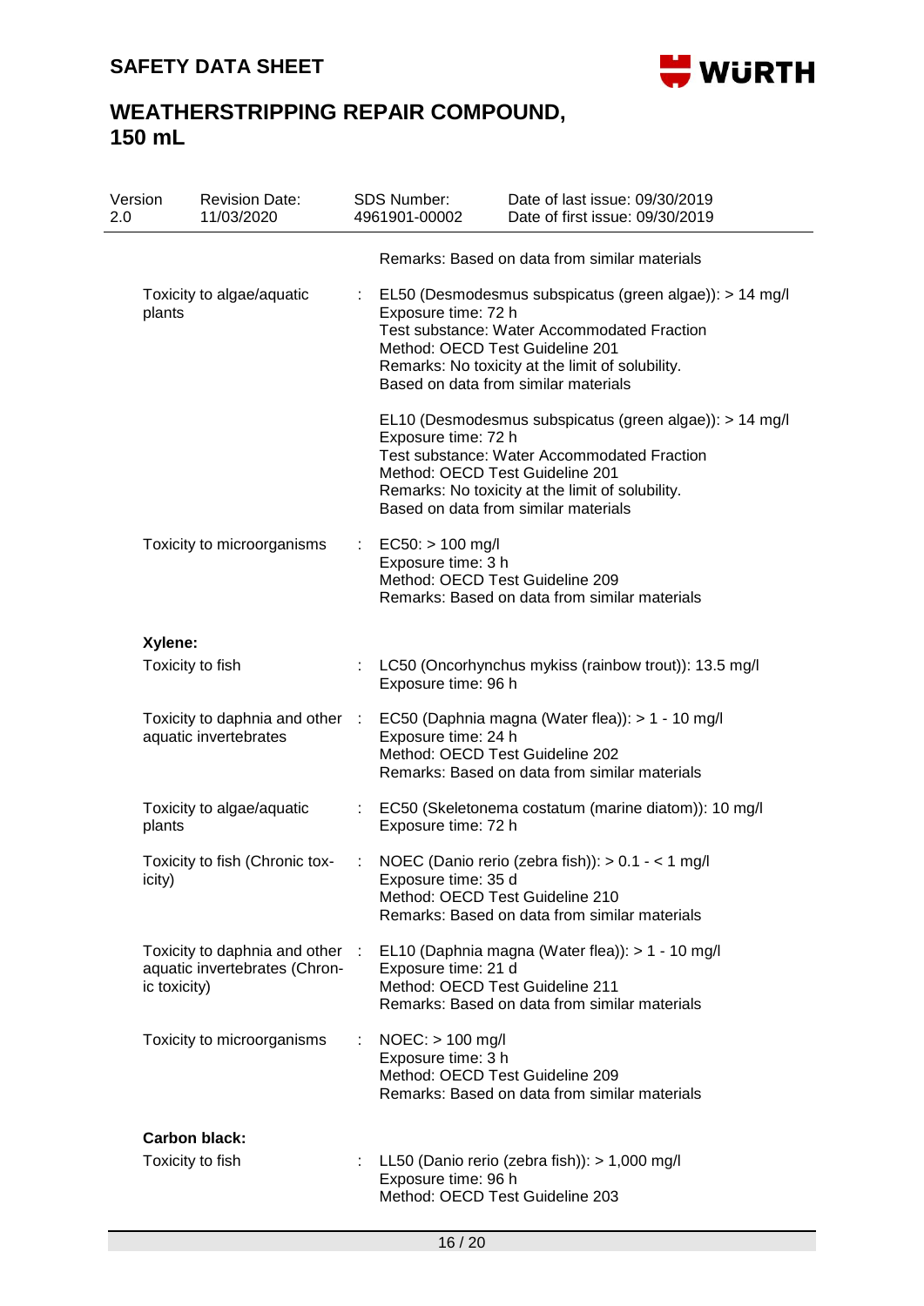| | | |
|---|---|---|
| | | Remarks: Based on data from similar materials |
| Toxicity to algae/aquatic plants | : | EL50 (Desmodesmus subspicatus (green algae)): > 14 mg/l<br>Exposure time: 72 h<br>Test substance: Water Accommodated Fraction<br>Method: OECD Test Guideline 201<br>Remarks: No toxicity at the limit of solubility.<br>Based on data from similar materials |
| | | EL10 (Desmodesmus subspicatus (green algae)): > 14 mg/l<br>Exposure time: 72 h<br>Test substance: Water Accommodated Fraction<br>Method: OECD Test Guideline 201<br>Remarks: No toxicity at the limit of solubility.<br>Based on data from similar materials |
| Toxicity to microorganisms | : | EC50: > 100 mg/l<br>Exposure time: 3 h<br>Method: OECD Test Guideline 209<br>Remarks: Based on data from similar materials |

**Xylene:**

| | | |
|---|---|---|
| Toxicity to fish | : | LC50 (Oncorhynchus mykiss (rainbow trout)): 13.5 mg/l<br>Exposure time: 96 h |
| Toxicity to daphnia and other aquatic invertebrates | : | EC50 (Daphnia magna (Water flea)): > 1 - 10 mg/l<br>Exposure time: 24 h<br>Method: OECD Test Guideline 202<br>Remarks: Based on data from similar materials |
| Toxicity to algae/aquatic plants | : | EC50 (Skeletonema costatum (marine diatom)): 10 mg/l<br>Exposure time: 72 h |
| Toxicity to fish (Chronic toxicity) | : | NOEC (Danio rerio (zebra fish)): > 0.1 - < 1 mg/l<br>Exposure time: 35 d<br>Method: OECD Test Guideline 210<br>Remarks: Based on data from similar materials |
| Toxicity to daphnia and other aquatic invertebrates (Chronic toxicity) | : | EL10 (Daphnia magna (Water flea)): > 1 - 10 mg/l<br>Exposure time: 21 d<br>Method: OECD Test Guideline 211<br>Remarks: Based on data from similar materials |
| Toxicity to microorganisms | : | NOEC: > 100 mg/l<br>Exposure time: 3 h<br>Method: OECD Test Guideline 209<br>Remarks: Based on data from similar materials |

**Carbon black:**

| | | |
|---|---|---|
| Toxicity to fish | : | LL50 (Danio rerio (zebra fish)): > 1,000 mg/l<br>Exposure time: 96 h<br>Method: OECD Test Guideline 203 |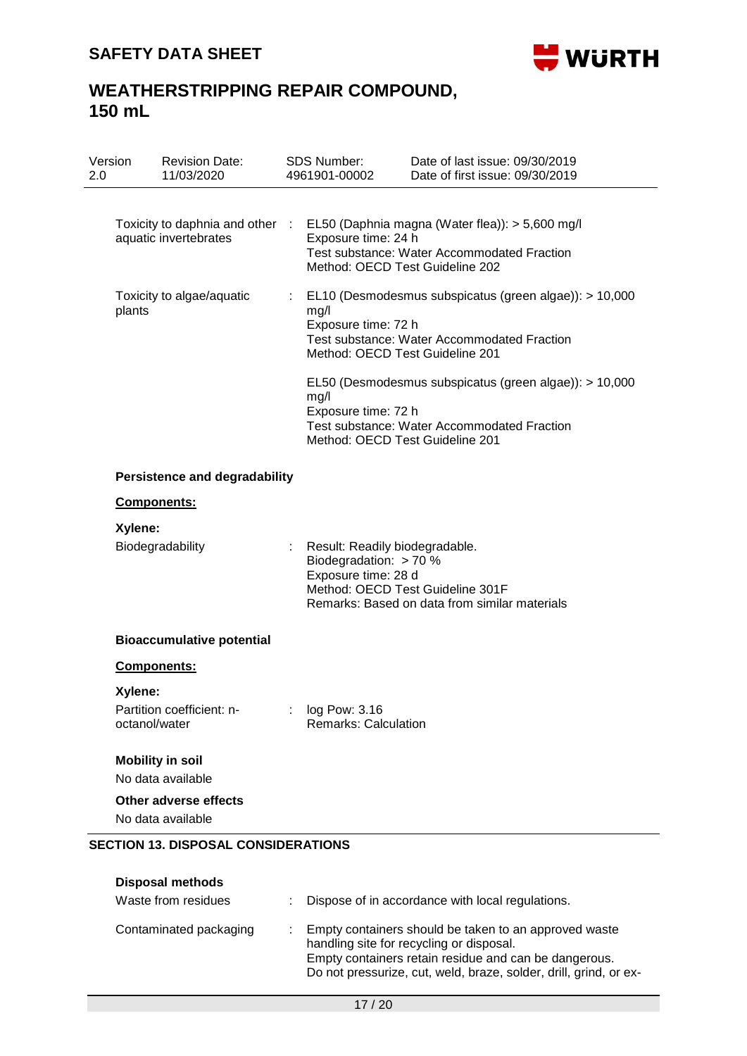Toxicity to daphnia and other aquatic invertebrates : EL50 (Daphnia magna (Water flea)): > 5,600 mg/l
Exposure time: 24 h
Test substance: Water Accommodated Fraction
Method: OECD Test Guideline 202

Toxicity to algae/aquatic plants : EL10 (Desmodesmus subspicatus (green algae)): > 10,000 mg/l
Exposure time: 72 h
Test substance: Water Accommodated Fraction
Method: OECD Test Guideline 201

EL50 (Desmodesmus subspicatus (green algae)): > 10,000 mg/l
Exposure time: 72 h
Test substance: Water Accommodated Fraction
Method: OECD Test Guideline 201

**Persistence and degradability**

**Components:**

**Xylene:**

Biodegradability : Result: Readily biodegradable.
Biodegradation: > 70 %
Exposure time: 28 d
Method: OECD Test Guideline 301F
Remarks: Based on data from similar materials

**Bioaccumulative potential**

**Components:**

**Xylene:**

Partition coefficient: n-octanol/water : log Pow: 3.16
Remarks: Calculation

**Mobility in soil**

No data available

**Other adverse effects**

No data available

## SECTION 13. DISPOSAL CONSIDERATIONS

**Disposal methods**

Waste from residues : Dispose of in accordance with local regulations.

Contaminated packaging : Empty containers should be taken to an approved waste handling site for recycling or disposal.
Empty containers retain residue and can be dangerous.
Do not pressurize, cut, weld, braze, solder, drill, grind, or ex-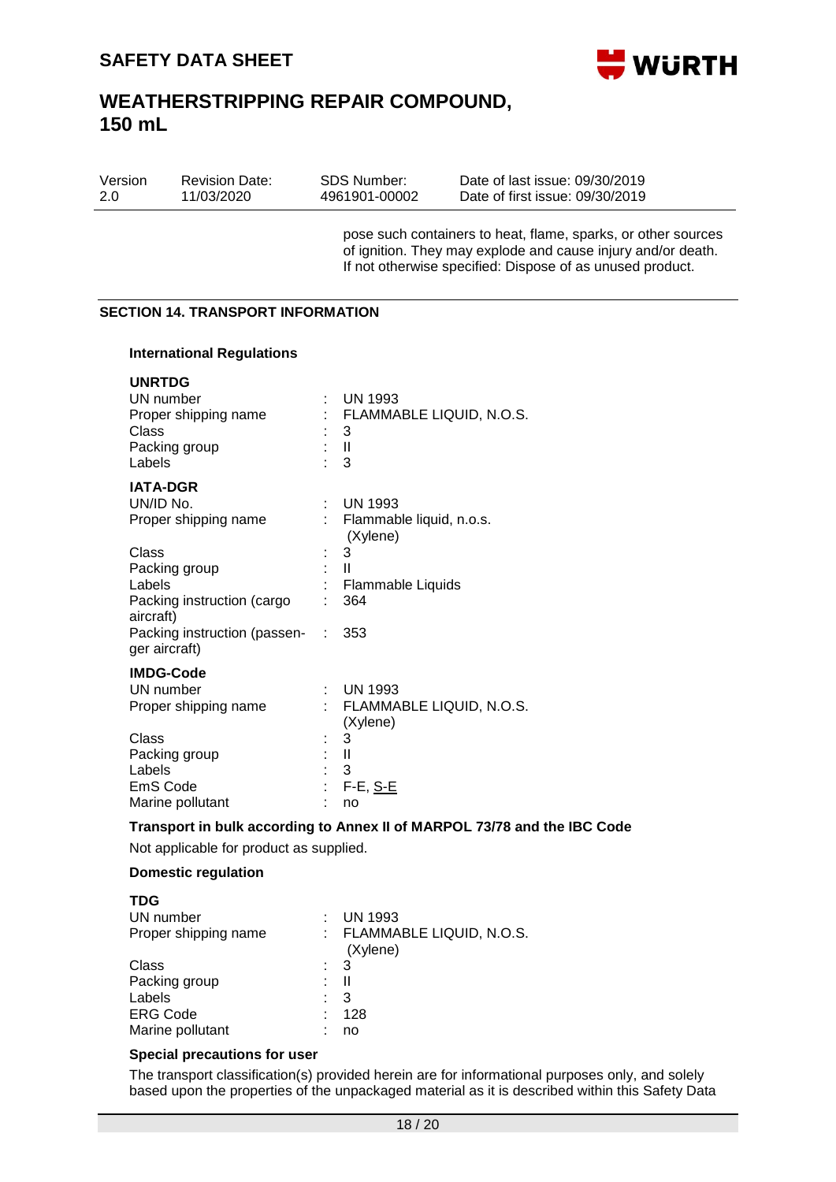pose such containers to heat, flame, sparks, or other sources of ignition. They may explode and cause injury and/or death. If not otherwise specified: Dispose of as unused product.

## SECTION 14. TRANSPORT INFORMATION

### International Regulations

**UNRTDG**

| | | |
|---|---|---|
| UN number | : | UN 1993 |
| Proper shipping name | : | FLAMMABLE LIQUID, N.O.S. |
| Class | : | 3 |
| Packing group | : | II |
| Labels | : | 3 |

**IATA-DGR**

| | | |
|---|---|---|
| UN/ID No. | : | UN 1993 |
| Proper shipping name | : | Flammable liquid, n.o.s. (Xylene) |
| Class | : | 3 |
| Packing group | : | II |
| Labels | : | Flammable Liquids |
| Packing instruction (cargo aircraft) | : | 364 |
| Packing instruction (passenger aircraft) | : | 353 |

**IMDG-Code**

| | | |
|---|---|---|
| UN number | : | UN 1993 |
| Proper shipping name | : | FLAMMABLE LIQUID, N.O.S. (Xylene) |
| Class | : | 3 |
| Packing group | : | II |
| Labels | : | 3 |
| EmS Code | : | F-E, S-E |
| Marine pollutant | : | no |

**Transport in bulk according to Annex II of MARPOL 73/78 and the IBC Code**

Not applicable for product as supplied.

### Domestic regulation

**TDG**

| | | |
|---|---|---|
| UN number | : | UN 1993 |
| Proper shipping name | : | FLAMMABLE LIQUID, N.O.S. (Xylene) |
| Class | : | 3 |
| Packing group | : | II |
| Labels | : | 3 |
| ERG Code | : | 128 |
| Marine pollutant | : | no |

**Special precautions for user**

The transport classification(s) provided herein are for informational purposes only, and solely based upon the properties of the unpackaged material as it is described within this Safety Data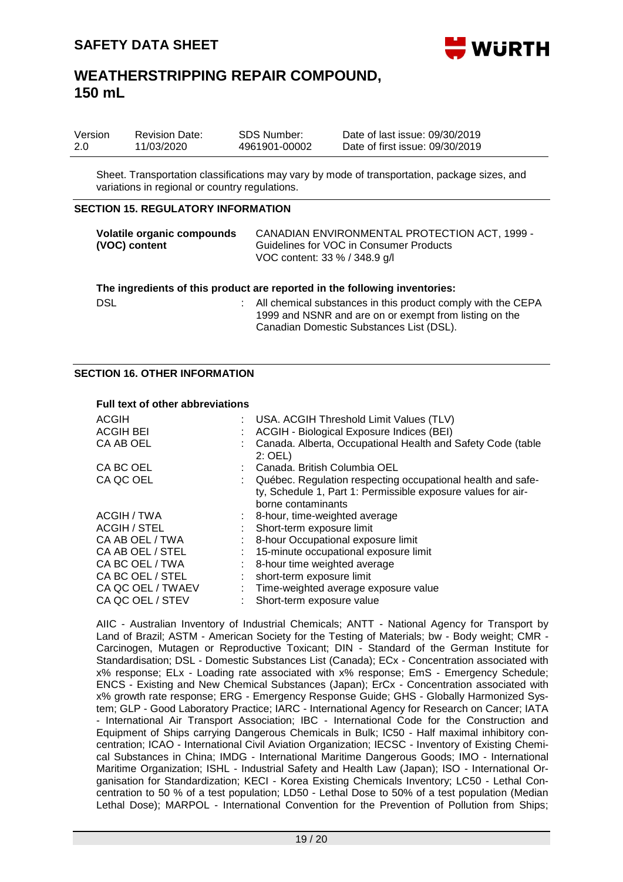Sheet. Transportation classifications may vary by mode of transportation, package sizes, and variations in regional or country regulations.

## SECTION 15. REGULATORY INFORMATION

| | |
|---|---|
| **Volatile organic compounds (VOC) content** | CANADIAN ENVIRONMENTAL PROTECTION ACT, 1999 - Guidelines for VOC in Consumer Products<br>VOC content: 33 % / 348.9 g/l |

**The ingredients of this product are reported in the following inventories:**

| | | |
|---|---|---|
| DSL | : | All chemical substances in this product comply with the CEPA 1999 and NSNR and are on or exempt from listing on the Canadian Domestic Substances List (DSL). |

## SECTION 16. OTHER INFORMATION

**Full text of other abbreviations**

| | | |
|---|---|---|
| ACGIH | : | USA. ACGIH Threshold Limit Values (TLV) |
| ACGIH BEI | : | ACGIH - Biological Exposure Indices (BEI) |
| CA AB OEL | : | Canada. Alberta, Occupational Health and Safety Code (table 2: OEL) |
| CA BC OEL | : | Canada. British Columbia OEL |
| CA QC OEL | : | Québec. Regulation respecting occupational health and safety, Schedule 1, Part 1: Permissible exposure values for airborne contaminants |
| ACGIH / TWA | : | 8-hour, time-weighted average |
| ACGIH / STEL | : | Short-term exposure limit |
| CA AB OEL / TWA | : | 8-hour Occupational exposure limit |
| CA AB OEL / STEL | : | 15-minute occupational exposure limit |
| CA BC OEL / TWA | : | 8-hour time weighted average |
| CA BC OEL / STEL | : | short-term exposure limit |
| CA QC OEL / TWAEV | : | Time-weighted average exposure value |
| CA QC OEL / STEV | : | Short-term exposure value |

AIIC - Australian Inventory of Industrial Chemicals; ANTT - National Agency for Transport by Land of Brazil; ASTM - American Society for the Testing of Materials; bw - Body weight; CMR - Carcinogen, Mutagen or Reproductive Toxicant; DIN - Standard of the German Institute for Standardisation; DSL - Domestic Substances List (Canada); ECx - Concentration associated with x% response; ELx - Loading rate associated with x% response; EmS - Emergency Schedule; ENCS - Existing and New Chemical Substances (Japan); ErCx - Concentration associated with x% growth rate response; ERG - Emergency Response Guide; GHS - Globally Harmonized System; GLP - Good Laboratory Practice; IARC - International Agency for Research on Cancer; IATA - International Air Transport Association; IBC - International Code for the Construction and Equipment of Ships carrying Dangerous Chemicals in Bulk; IC50 - Half maximal inhibitory concentration; ICAO - International Civil Aviation Organization; IECSC - Inventory of Existing Chemical Substances in China; IMDG - International Maritime Dangerous Goods; IMO - International Maritime Organization; ISHL - Industrial Safety and Health Law (Japan); ISO - International Organisation for Standardization; KECI - Korea Existing Chemicals Inventory; LC50 - Lethal Concentration to 50 % of a test population; LD50 - Lethal Dose to 50% of a test population (Median Lethal Dose); MARPOL - International Convention for the Prevention of Pollution from Ships;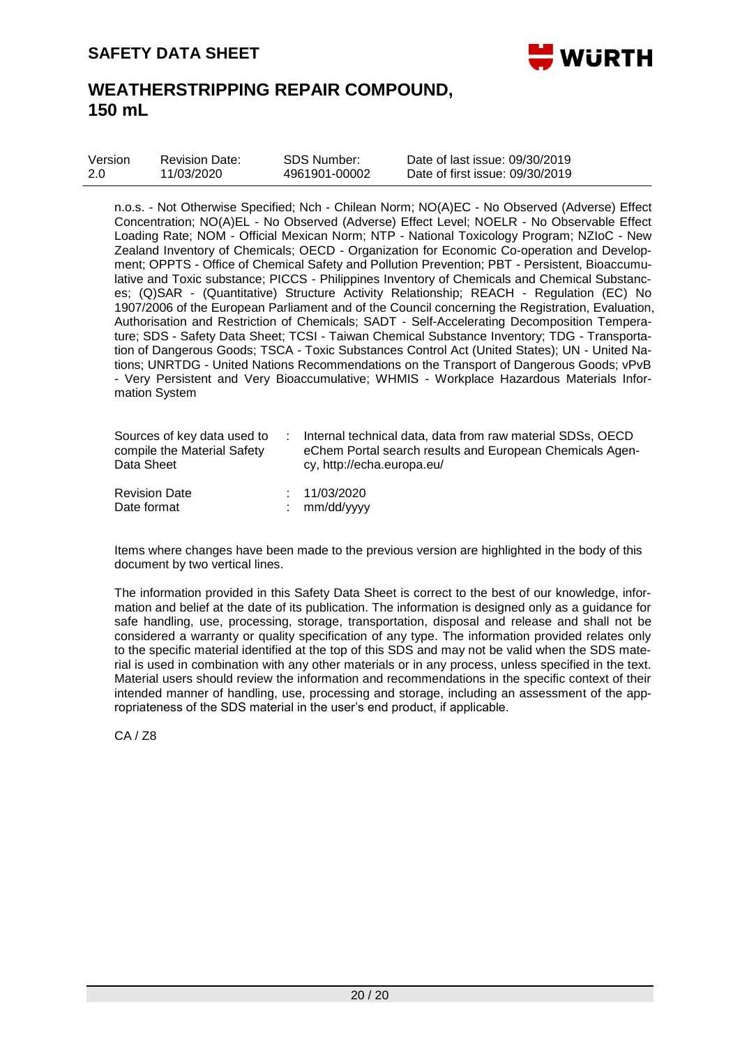n.o.s. - Not Otherwise Specified; Nch - Chilean Norm; NO(A)EC - No Observed (Adverse) Effect Concentration; NO(A)EL - No Observed (Adverse) Effect Level; NOELR - No Observable Effect Loading Rate; NOM - Official Mexican Norm; NTP - National Toxicology Program; NZIoC - New Zealand Inventory of Chemicals; OECD - Organization for Economic Co-operation and Development; OPPTS - Office of Chemical Safety and Pollution Prevention; PBT - Persistent, Bioaccumulative and Toxic substance; PICCS - Philippines Inventory of Chemicals and Chemical Substances; (Q)SAR - (Quantitative) Structure Activity Relationship; REACH - Regulation (EC) No 1907/2006 of the European Parliament and of the Council concerning the Registration, Evaluation, Authorisation and Restriction of Chemicals; SADT - Self-Accelerating Decomposition Temperature; SDS - Safety Data Sheet; TCSI - Taiwan Chemical Substance Inventory; TDG - Transportation of Dangerous Goods; TSCA - Toxic Substances Control Act (United States); UN - United Nations; UNRTDG - United Nations Recommendations on the Transport of Dangerous Goods; vPvB - Very Persistent and Very Bioaccumulative; WHMIS - Workplace Hazardous Materials Information System

| | |
|---|---|
| Sources of key data used to compile the Material Safety Data Sheet | : Internal technical data, data from raw material SDSs, OECD eChem Portal search results and European Chemicals Agency, http://echa.europa.eu/ |
| Revision Date | : 11/03/2020 |
| Date format | : mm/dd/yyyy |

Items where changes have been made to the previous version are highlighted in the body of this document by two vertical lines.

The information provided in this Safety Data Sheet is correct to the best of our knowledge, information and belief at the date of its publication. The information is designed only as a guidance for safe handling, use, processing, storage, transportation, disposal and release and shall not be considered a warranty or quality specification of any type. The information provided relates only to the specific material identified at the top of this SDS and may not be valid when the SDS material is used in combination with any other materials or in any process, unless specified in the text. Material users should review the information and recommendations in the specific context of their intended manner of handling, use, processing and storage, including an assessment of the appropriateness of the SDS material in the user's end product, if applicable.

CA / Z8